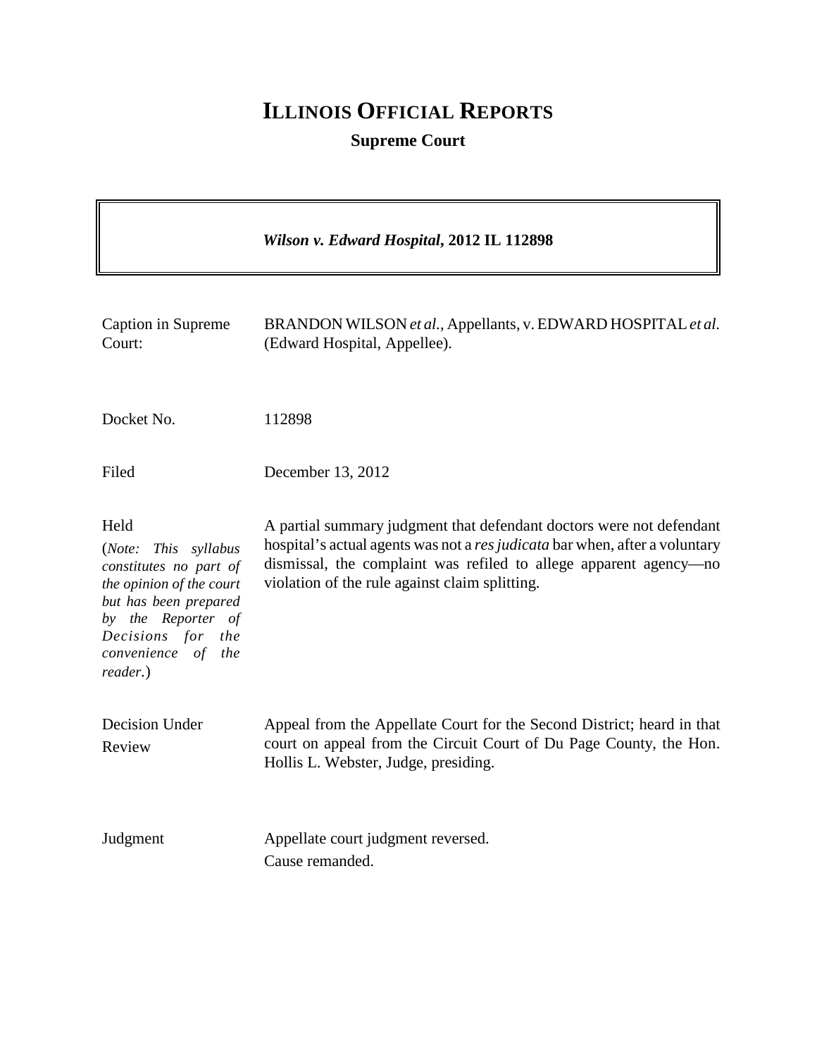# ILLINOIS OFFICIAL REPORTS

**Supreme Court**

***Wilson v. Edward Hospital*, 2012 IL 112898**

| | |
|---|---|
| Caption in Supreme Court: | BRANDON WILSON *et al.*, Appellants, v. EDWARD HOSPITAL *et al.* (Edward Hospital, Appellee). |
| Docket No. | 112898 |
| Filed | December 13, 2012 |
| Held<br>(*Note: This syllabus constitutes no part of the opinion of the court but has been prepared by the Reporter of Decisions for the convenience of the reader.*) | A partial summary judgment that defendant doctors were not defendant hospital's actual agents was not a *res judicata* bar when, after a voluntary dismissal, the complaint was refiled to allege apparent agency—no violation of the rule against claim splitting. |
| Decision Under Review | Appeal from the Appellate Court for the Second District; heard in that court on appeal from the Circuit Court of Du Page County, the Hon. Hollis L. Webster, Judge, presiding. |
| Judgment | Appellate court judgment reversed.<br>Cause remanded. |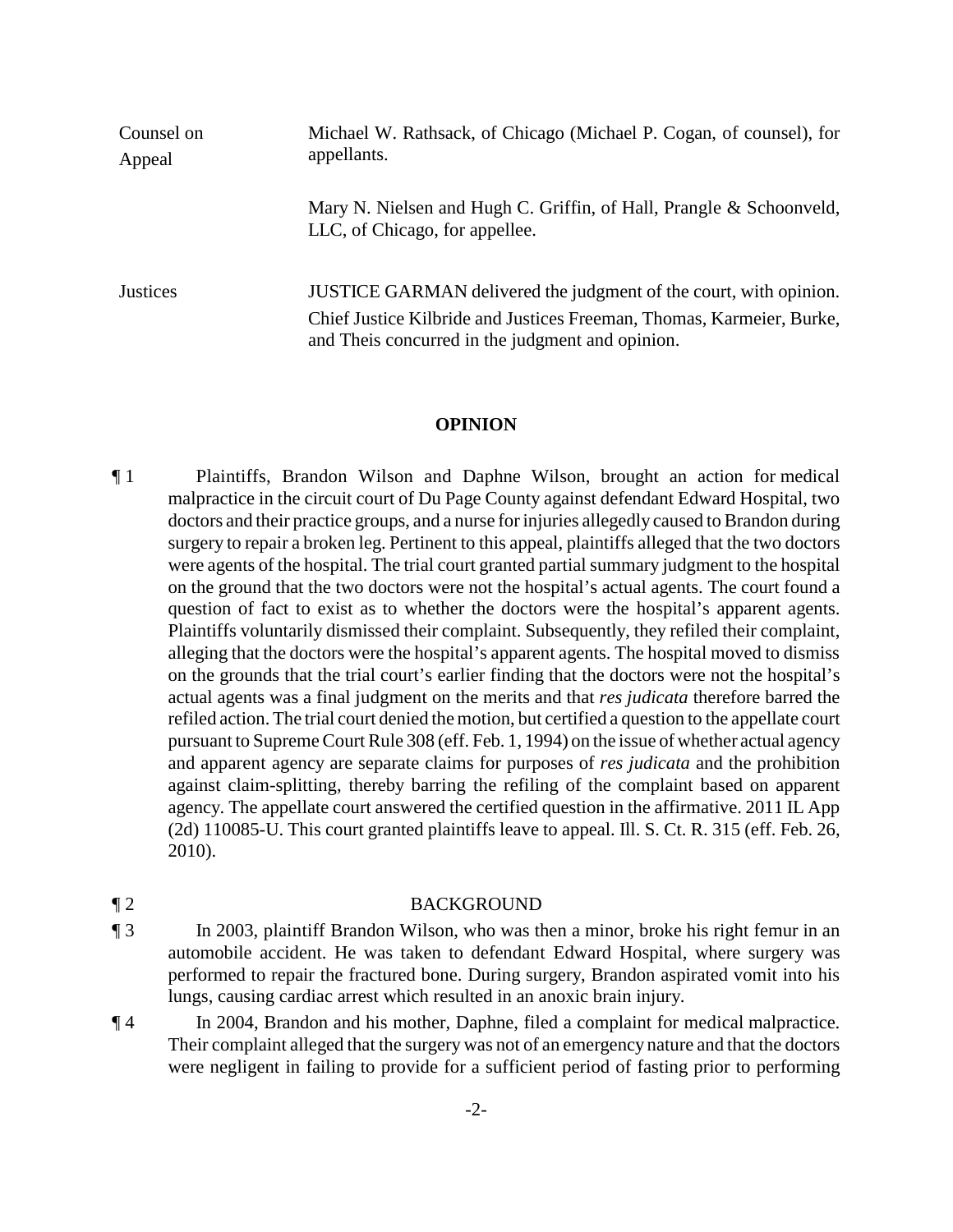| | |
|---|---|
| Counsel on Appeal | Michael W. Rathsack, of Chicago (Michael P. Cogan, of counsel), for appellants.<br><br>Mary N. Nielsen and Hugh C. Griffin, of Hall, Prangle & Schoonveld, LLC, of Chicago, for appellee. |
| Justices | JUSTICE GARMAN delivered the judgment of the court, with opinion.<br>Chief Justice Kilbride and Justices Freeman, Thomas, Karmeier, Burke, and Theis concurred in the judgment and opinion. |

## OPINION

¶ 1 Plaintiffs, Brandon Wilson and Daphne Wilson, brought an action for medical malpractice in the circuit court of Du Page County against defendant Edward Hospital, two doctors and their practice groups, and a nurse for injuries allegedly caused to Brandon during surgery to repair a broken leg. Pertinent to this appeal, plaintiffs alleged that the two doctors were agents of the hospital. The trial court granted partial summary judgment to the hospital on the ground that the two doctors were not the hospital's actual agents. The court found a question of fact to exist as to whether the doctors were the hospital's apparent agents. Plaintiffs voluntarily dismissed their complaint. Subsequently, they refiled their complaint, alleging that the doctors were the hospital's apparent agents. The hospital moved to dismiss on the grounds that the trial court's earlier finding that the doctors were not the hospital's actual agents was a final judgment on the merits and that *res judicata* therefore barred the refiled action. The trial court denied the motion, but certified a question to the appellate court pursuant to Supreme Court Rule 308 (eff. Feb. 1, 1994) on the issue of whether actual agency and apparent agency are separate claims for purposes of *res judicata* and the prohibition against claim-splitting, thereby barring the refiling of the complaint based on apparent agency. The appellate court answered the certified question in the affirmative. 2011 IL App (2d) 110085-U. This court granted plaintiffs leave to appeal. Ill. S. Ct. R. 315 (eff. Feb. 26, 2010).

## ¶ 2 BACKGROUND

¶ 3 In 2003, plaintiff Brandon Wilson, who was then a minor, broke his right femur in an automobile accident. He was taken to defendant Edward Hospital, where surgery was performed to repair the fractured bone. During surgery, Brandon aspirated vomit into his lungs, causing cardiac arrest which resulted in an anoxic brain injury.

¶ 4 In 2004, Brandon and his mother, Daphne, filed a complaint for medical malpractice. Their complaint alleged that the surgery was not of an emergency nature and that the doctors were negligent in failing to provide for a sufficient period of fasting prior to performing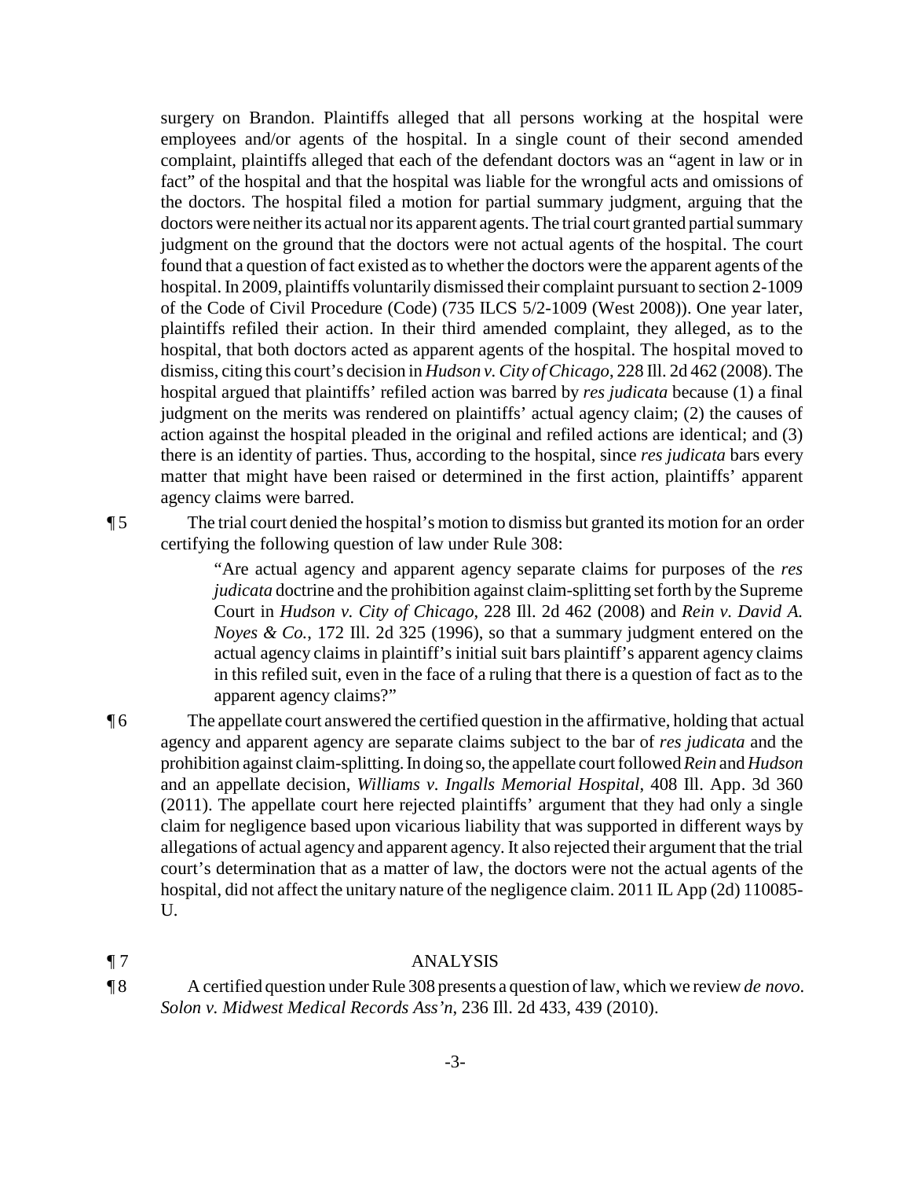surgery on Brandon. Plaintiffs alleged that all persons working at the hospital were employees and/or agents of the hospital. In a single count of their second amended complaint, plaintiffs alleged that each of the defendant doctors was an "agent in law or in fact" of the hospital and that the hospital was liable for the wrongful acts and omissions of the doctors. The hospital filed a motion for partial summary judgment, arguing that the doctors were neither its actual nor its apparent agents. The trial court granted partial summary judgment on the ground that the doctors were not actual agents of the hospital. The court found that a question of fact existed as to whether the doctors were the apparent agents of the hospital. In 2009, plaintiffs voluntarily dismissed their complaint pursuant to section 2-1009 of the Code of Civil Procedure (Code) (735 ILCS 5/2-1009 (West 2008)). One year later, plaintiffs refiled their action. In their third amended complaint, they alleged, as to the hospital, that both doctors acted as apparent agents of the hospital. The hospital moved to dismiss, citing this court's decision in *Hudson v. City of Chicago*, 228 Ill. 2d 462 (2008). The hospital argued that plaintiffs' refiled action was barred by *res judicata* because (1) a final judgment on the merits was rendered on plaintiffs' actual agency claim; (2) the causes of action against the hospital pleaded in the original and refiled actions are identical; and (3) there is an identity of parties. Thus, according to the hospital, since *res judicata* bars every matter that might have been raised or determined in the first action, plaintiffs' apparent agency claims were barred.

¶ 5 The trial court denied the hospital's motion to dismiss but granted its motion for an order certifying the following question of law under Rule 308:

> "Are actual agency and apparent agency separate claims for purposes of the *res judicata* doctrine and the prohibition against claim-splitting set forth by the Supreme Court in *Hudson v. City of Chicago*, 228 Ill. 2d 462 (2008) and *Rein v. David A. Noyes & Co.*, 172 Ill. 2d 325 (1996), so that a summary judgment entered on the actual agency claims in plaintiff's initial suit bars plaintiff's apparent agency claims in this refiled suit, even in the face of a ruling that there is a question of fact as to the apparent agency claims?"

¶ 6 The appellate court answered the certified question in the affirmative, holding that actual agency and apparent agency are separate claims subject to the bar of *res judicata* and the prohibition against claim-splitting. In doing so, the appellate court followed *Rein* and *Hudson* and an appellate decision, *Williams v. Ingalls Memorial Hospital*, 408 Ill. App. 3d 360 (2011). The appellate court here rejected plaintiffs' argument that they had only a single claim for negligence based upon vicarious liability that was supported in different ways by allegations of actual agency and apparent agency. It also rejected their argument that the trial court's determination that as a matter of law, the doctors were not the actual agents of the hospital, did not affect the unitary nature of the negligence claim. 2011 IL App (2d) 110085-U.

## ¶ 7 ANALYSIS

¶ 8 A certified question under Rule 308 presents a question of law, which we review *de novo*. *Solon v. Midwest Medical Records Ass'n*, 236 Ill. 2d 433, 439 (2010).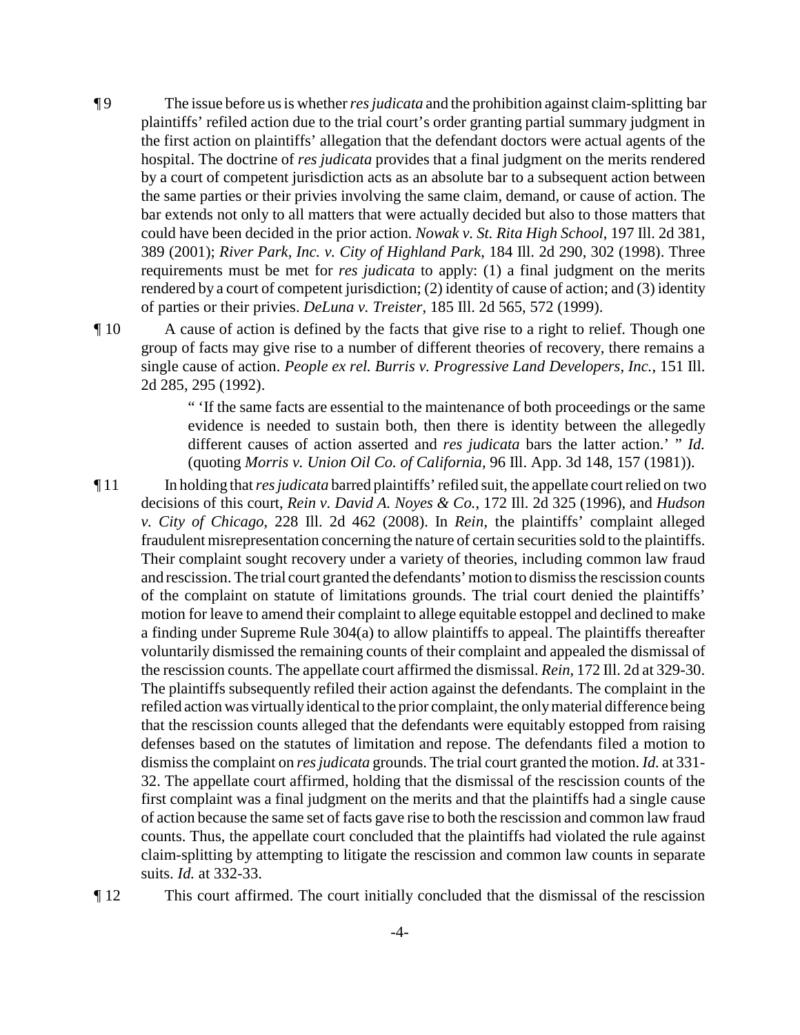¶ 9 The issue before us is whether *res judicata* and the prohibition against claim-splitting bar plaintiffs' refiled action due to the trial court's order granting partial summary judgment in the first action on plaintiffs' allegation that the defendant doctors were actual agents of the hospital. The doctrine of *res judicata* provides that a final judgment on the merits rendered by a court of competent jurisdiction acts as an absolute bar to a subsequent action between the same parties or their privies involving the same claim, demand, or cause of action. The bar extends not only to all matters that were actually decided but also to those matters that could have been decided in the prior action. *Nowak v. St. Rita High School*, 197 Ill. 2d 381, 389 (2001); *River Park, Inc. v. City of Highland Park*, 184 Ill. 2d 290, 302 (1998). Three requirements must be met for *res judicata* to apply: (1) a final judgment on the merits rendered by a court of competent jurisdiction; (2) identity of cause of action; and (3) identity of parties or their privies. *DeLuna v. Treister*, 185 Ill. 2d 565, 572 (1999).

¶ 10 A cause of action is defined by the facts that give rise to a right to relief. Though one group of facts may give rise to a number of different theories of recovery, there remains a single cause of action. *People ex rel. Burris v. Progressive Land Developers, Inc.*, 151 Ill. 2d 285, 295 (1992).

> " 'If the same facts are essential to the maintenance of both proceedings or the same evidence is needed to sustain both, then there is identity between the allegedly different causes of action asserted and *res judicata* bars the latter action.' " *Id.* (quoting *Morris v. Union Oil Co. of California*, 96 Ill. App. 3d 148, 157 (1981)).

¶ 11 In holding that *res judicata* barred plaintiffs' refiled suit, the appellate court relied on two decisions of this court, *Rein v. David A. Noyes & Co.*, 172 Ill. 2d 325 (1996), and *Hudson v. City of Chicago*, 228 Ill. 2d 462 (2008). In *Rein*, the plaintiffs' complaint alleged fraudulent misrepresentation concerning the nature of certain securities sold to the plaintiffs. Their complaint sought recovery under a variety of theories, including common law fraud and rescission. The trial court granted the defendants' motion to dismiss the rescission counts of the complaint on statute of limitations grounds. The trial court denied the plaintiffs' motion for leave to amend their complaint to allege equitable estoppel and declined to make a finding under Supreme Rule 304(a) to allow plaintiffs to appeal. The plaintiffs thereafter voluntarily dismissed the remaining counts of their complaint and appealed the dismissal of the rescission counts. The appellate court affirmed the dismissal. *Rein*, 172 Ill. 2d at 329-30. The plaintiffs subsequently refiled their action against the defendants. The complaint in the refiled action was virtually identical to the prior complaint, the only material difference being that the rescission counts alleged that the defendants were equitably estopped from raising defenses based on the statutes of limitation and repose. The defendants filed a motion to dismiss the complaint on *res judicata* grounds. The trial court granted the motion. *Id.* at 331-32. The appellate court affirmed, holding that the dismissal of the rescission counts of the first complaint was a final judgment on the merits and that the plaintiffs had a single cause of action because the same set of facts gave rise to both the rescission and common law fraud counts. Thus, the appellate court concluded that the plaintiffs had violated the rule against claim-splitting by attempting to litigate the rescission and common law counts in separate suits. *Id.* at 332-33.

¶ 12 This court affirmed. The court initially concluded that the dismissal of the rescission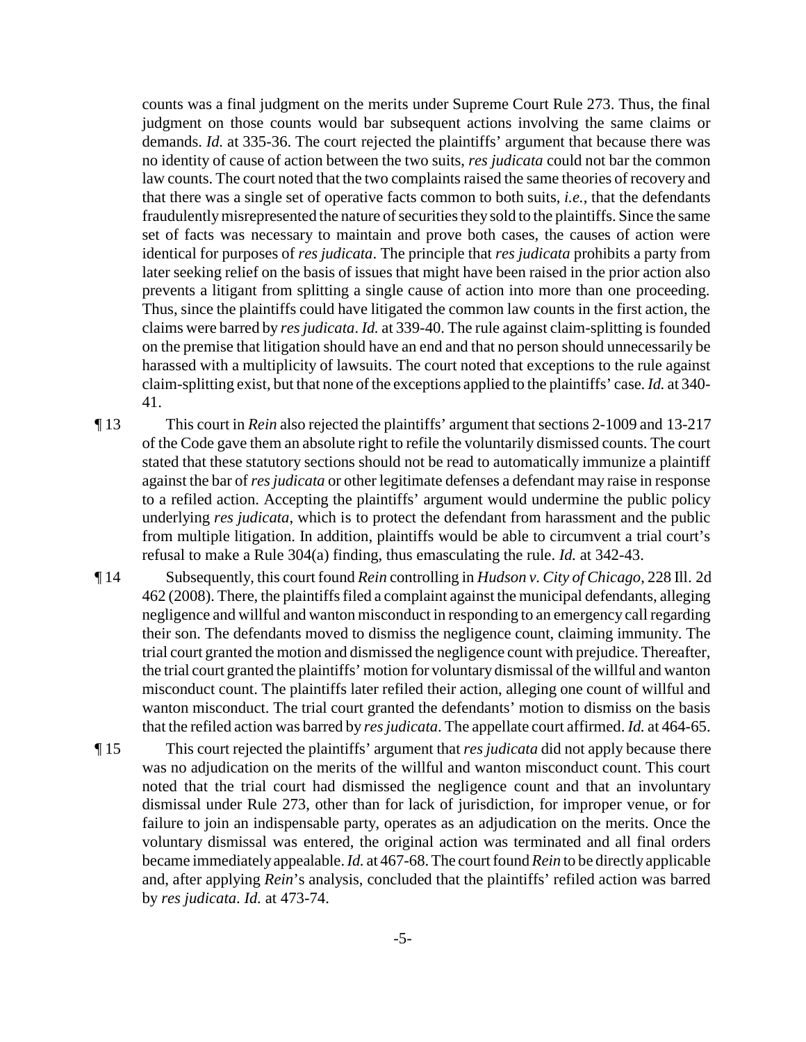counts was a final judgment on the merits under Supreme Court Rule 273. Thus, the final judgment on those counts would bar subsequent actions involving the same claims or demands. *Id.* at 335-36. The court rejected the plaintiffs' argument that because there was no identity of cause of action between the two suits, *res judicata* could not bar the common law counts. The court noted that the two complaints raised the same theories of recovery and that there was a single set of operative facts common to both suits, *i.e.*, that the defendants fraudulently misrepresented the nature of securities they sold to the plaintiffs. Since the same set of facts was necessary to maintain and prove both cases, the causes of action were identical for purposes of *res judicata*. The principle that *res judicata* prohibits a party from later seeking relief on the basis of issues that might have been raised in the prior action also prevents a litigant from splitting a single cause of action into more than one proceeding. Thus, since the plaintiffs could have litigated the common law counts in the first action, the claims were barred by *res judicata*. *Id.* at 339-40. The rule against claim-splitting is founded on the premise that litigation should have an end and that no person should unnecessarily be harassed with a multiplicity of lawsuits. The court noted that exceptions to the rule against claim-splitting exist, but that none of the exceptions applied to the plaintiffs' case. *Id.* at 340-41.

¶ 13 This court in *Rein* also rejected the plaintiffs' argument that sections 2-1009 and 13-217 of the Code gave them an absolute right to refile the voluntarily dismissed counts. The court stated that these statutory sections should not be read to automatically immunize a plaintiff against the bar of *res judicata* or other legitimate defenses a defendant may raise in response to a refiled action. Accepting the plaintiffs' argument would undermine the public policy underlying *res judicata*, which is to protect the defendant from harassment and the public from multiple litigation. In addition, plaintiffs would be able to circumvent a trial court's refusal to make a Rule 304(a) finding, thus emasculating the rule. *Id.* at 342-43.

¶ 14 Subsequently, this court found *Rein* controlling in *Hudson v. City of Chicago*, 228 Ill. 2d 462 (2008). There, the plaintiffs filed a complaint against the municipal defendants, alleging negligence and willful and wanton misconduct in responding to an emergency call regarding their son. The defendants moved to dismiss the negligence count, claiming immunity. The trial court granted the motion and dismissed the negligence count with prejudice. Thereafter, the trial court granted the plaintiffs' motion for voluntary dismissal of the willful and wanton misconduct count. The plaintiffs later refiled their action, alleging one count of willful and wanton misconduct. The trial court granted the defendants' motion to dismiss on the basis that the refiled action was barred by *res judicata*. The appellate court affirmed. *Id.* at 464-65.

¶ 15 This court rejected the plaintiffs' argument that *res judicata* did not apply because there was no adjudication on the merits of the willful and wanton misconduct count. This court noted that the trial court had dismissed the negligence count and that an involuntary dismissal under Rule 273, other than for lack of jurisdiction, for improper venue, or for failure to join an indispensable party, operates as an adjudication on the merits. Once the voluntary dismissal was entered, the original action was terminated and all final orders became immediately appealable. *Id.* at 467-68. The court found *Rein* to be directly applicable and, after applying *Rein*'s analysis, concluded that the plaintiffs' refiled action was barred by *res judicata*. *Id.* at 473-74.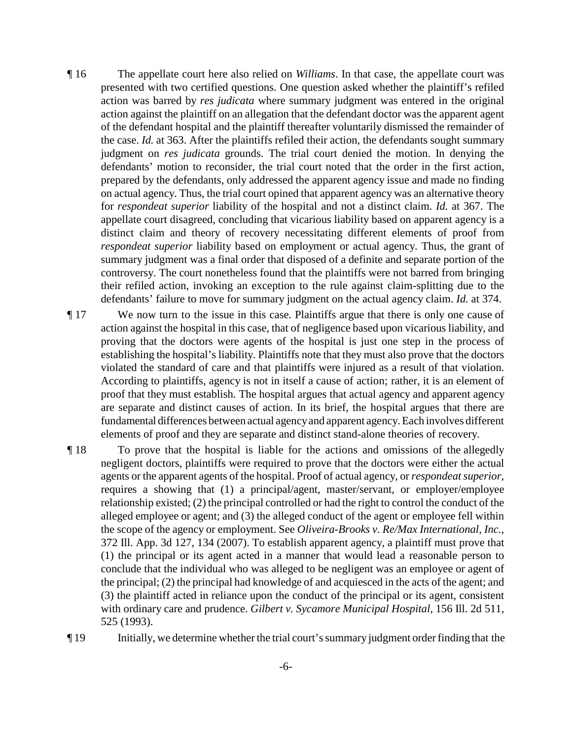¶ 16 The appellate court here also relied on *Williams*. In that case, the appellate court was presented with two certified questions. One question asked whether the plaintiff's refiled action was barred by *res judicata* where summary judgment was entered in the original action against the plaintiff on an allegation that the defendant doctor was the apparent agent of the defendant hospital and the plaintiff thereafter voluntarily dismissed the remainder of the case. *Id.* at 363. After the plaintiffs refiled their action, the defendants sought summary judgment on *res judicata* grounds. The trial court denied the motion. In denying the defendants' motion to reconsider, the trial court noted that the order in the first action, prepared by the defendants, only addressed the apparent agency issue and made no finding on actual agency. Thus, the trial court opined that apparent agency was an alternative theory for *respondeat superior* liability of the hospital and not a distinct claim. *Id.* at 367. The appellate court disagreed, concluding that vicarious liability based on apparent agency is a distinct claim and theory of recovery necessitating different elements of proof from *respondeat superior* liability based on employment or actual agency. Thus, the grant of summary judgment was a final order that disposed of a definite and separate portion of the controversy. The court nonetheless found that the plaintiffs were not barred from bringing their refiled action, invoking an exception to the rule against claim-splitting due to the defendants' failure to move for summary judgment on the actual agency claim. *Id.* at 374.

¶ 17 We now turn to the issue in this case. Plaintiffs argue that there is only one cause of action against the hospital in this case, that of negligence based upon vicarious liability, and proving that the doctors were agents of the hospital is just one step in the process of establishing the hospital's liability. Plaintiffs note that they must also prove that the doctors violated the standard of care and that plaintiffs were injured as a result of that violation. According to plaintiffs, agency is not in itself a cause of action; rather, it is an element of proof that they must establish. The hospital argues that actual agency and apparent agency are separate and distinct causes of action. In its brief, the hospital argues that there are fundamental differences between actual agency and apparent agency. Each involves different elements of proof and they are separate and distinct stand-alone theories of recovery.

¶ 18 To prove that the hospital is liable for the actions and omissions of the allegedly negligent doctors, plaintiffs were required to prove that the doctors were either the actual agents or the apparent agents of the hospital. Proof of actual agency, or *respondeat superior*, requires a showing that (1) a principal/agent, master/servant, or employer/employee relationship existed; (2) the principal controlled or had the right to control the conduct of the alleged employee or agent; and (3) the alleged conduct of the agent or employee fell within the scope of the agency or employment. See *Oliveira-Brooks v. Re/Max International, Inc.*, 372 Ill. App. 3d 127, 134 (2007). To establish apparent agency, a plaintiff must prove that (1) the principal or its agent acted in a manner that would lead a reasonable person to conclude that the individual who was alleged to be negligent was an employee or agent of the principal; (2) the principal had knowledge of and acquiesced in the acts of the agent; and (3) the plaintiff acted in reliance upon the conduct of the principal or its agent, consistent with ordinary care and prudence. *Gilbert v. Sycamore Municipal Hospital*, 156 Ill. 2d 511, 525 (1993).

¶ 19 Initially, we determine whether the trial court's summary judgment order finding that the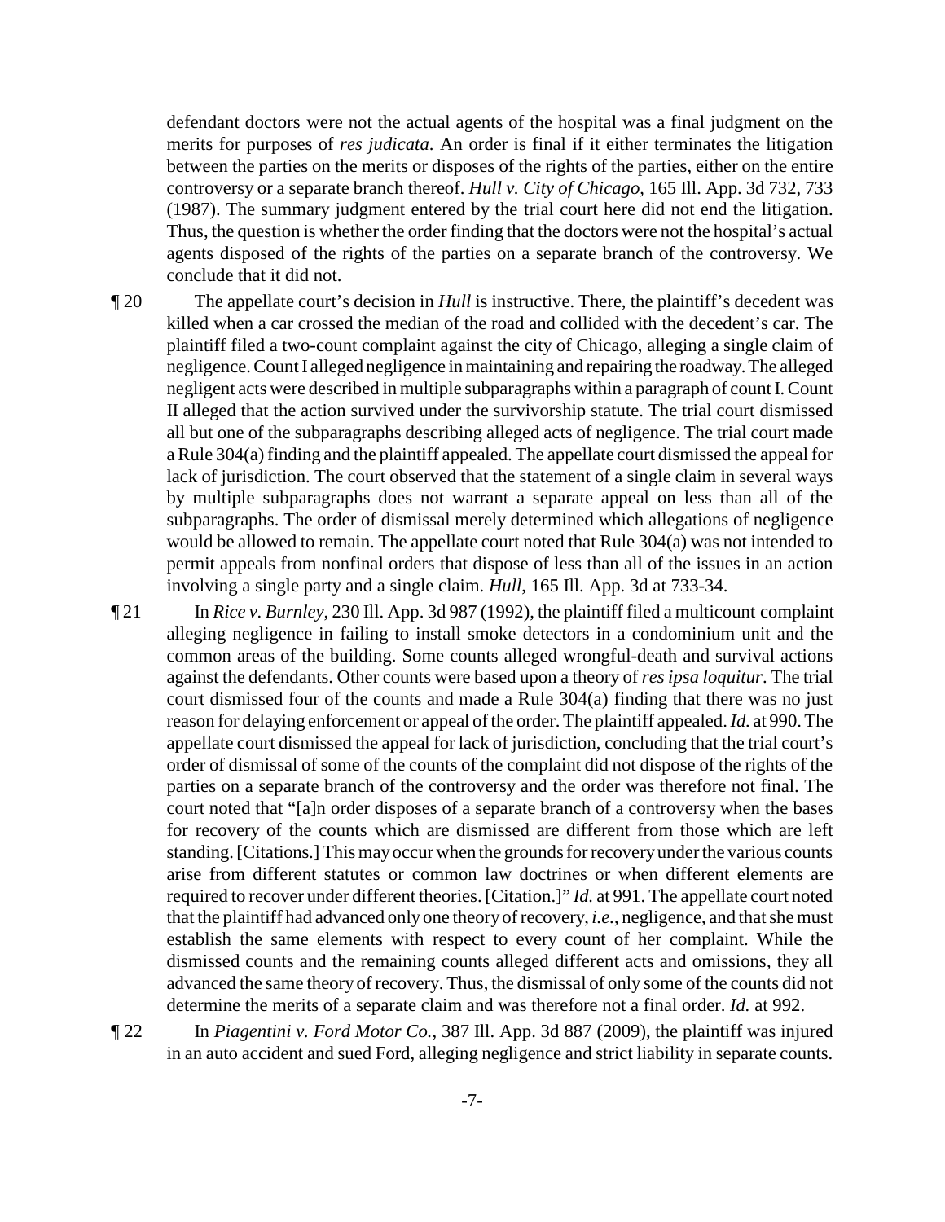defendant doctors were not the actual agents of the hospital was a final judgment on the merits for purposes of *res judicata*. An order is final if it either terminates the litigation between the parties on the merits or disposes of the rights of the parties, either on the entire controversy or a separate branch thereof. *Hull v. City of Chicago*, 165 Ill. App. 3d 732, 733 (1987). The summary judgment entered by the trial court here did not end the litigation. Thus, the question is whether the order finding that the doctors were not the hospital's actual agents disposed of the rights of the parties on a separate branch of the controversy. We conclude that it did not.

¶ 20 The appellate court's decision in *Hull* is instructive. There, the plaintiff's decedent was killed when a car crossed the median of the road and collided with the decedent's car. The plaintiff filed a two-count complaint against the city of Chicago, alleging a single claim of negligence. Count I alleged negligence in maintaining and repairing the roadway. The alleged negligent acts were described in multiple subparagraphs within a paragraph of count I. Count II alleged that the action survived under the survivorship statute. The trial court dismissed all but one of the subparagraphs describing alleged acts of negligence. The trial court made a Rule 304(a) finding and the plaintiff appealed. The appellate court dismissed the appeal for lack of jurisdiction. The court observed that the statement of a single claim in several ways by multiple subparagraphs does not warrant a separate appeal on less than all of the subparagraphs. The order of dismissal merely determined which allegations of negligence would be allowed to remain. The appellate court noted that Rule 304(a) was not intended to permit appeals from nonfinal orders that dispose of less than all of the issues in an action involving a single party and a single claim. *Hull*, 165 Ill. App. 3d at 733-34.

¶ 21 In *Rice v. Burnley*, 230 Ill. App. 3d 987 (1992), the plaintiff filed a multicount complaint alleging negligence in failing to install smoke detectors in a condominium unit and the common areas of the building. Some counts alleged wrongful-death and survival actions against the defendants. Other counts were based upon a theory of *res ipsa loquitur*. The trial court dismissed four of the counts and made a Rule 304(a) finding that there was no just reason for delaying enforcement or appeal of the order. The plaintiff appealed. *Id.* at 990. The appellate court dismissed the appeal for lack of jurisdiction, concluding that the trial court's order of dismissal of some of the counts of the complaint did not dispose of the rights of the parties on a separate branch of the controversy and the order was therefore not final. The court noted that "[a]n order disposes of a separate branch of a controversy when the bases for recovery of the counts which are dismissed are different from those which are left standing. [Citations.] This may occur when the grounds for recovery under the various counts arise from different statutes or common law doctrines or when different elements are required to recover under different theories. [Citation.]" *Id.* at 991. The appellate court noted that the plaintiff had advanced only one theory of recovery, *i.e.*, negligence, and that she must establish the same elements with respect to every count of her complaint. While the dismissed counts and the remaining counts alleged different acts and omissions, they all advanced the same theory of recovery. Thus, the dismissal of only some of the counts did not determine the merits of a separate claim and was therefore not a final order. *Id.* at 992.

¶ 22 In *Piagentini v. Ford Motor Co.*, 387 Ill. App. 3d 887 (2009), the plaintiff was injured in an auto accident and sued Ford, alleging negligence and strict liability in separate counts.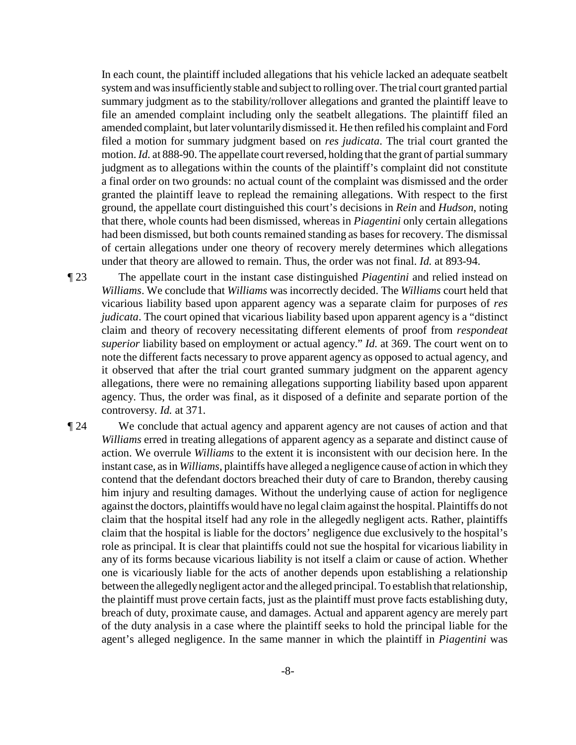In each count, the plaintiff included allegations that his vehicle lacked an adequate seatbelt system and was insufficiently stable and subject to rolling over. The trial court granted partial summary judgment as to the stability/rollover allegations and granted the plaintiff leave to file an amended complaint including only the seatbelt allegations. The plaintiff filed an amended complaint, but later voluntarily dismissed it. He then refiled his complaint and Ford filed a motion for summary judgment based on *res judicata*. The trial court granted the motion. *Id.* at 888-90. The appellate court reversed, holding that the grant of partial summary judgment as to allegations within the counts of the plaintiff's complaint did not constitute a final order on two grounds: no actual count of the complaint was dismissed and the order granted the plaintiff leave to replead the remaining allegations. With respect to the first ground, the appellate court distinguished this court's decisions in *Rein* and *Hudson*, noting that there, whole counts had been dismissed, whereas in *Piagentini* only certain allegations had been dismissed, but both counts remained standing as bases for recovery. The dismissal of certain allegations under one theory of recovery merely determines which allegations under that theory are allowed to remain. Thus, the order was not final. *Id.* at 893-94.

¶ 23 The appellate court in the instant case distinguished *Piagentini* and relied instead on *Williams*. We conclude that *Williams* was incorrectly decided. The *Williams* court held that vicarious liability based upon apparent agency was a separate claim for purposes of *res judicata*. The court opined that vicarious liability based upon apparent agency is a "distinct claim and theory of recovery necessitating different elements of proof from *respondeat superior* liability based on employment or actual agency." *Id.* at 369. The court went on to note the different facts necessary to prove apparent agency as opposed to actual agency, and it observed that after the trial court granted summary judgment on the apparent agency allegations, there were no remaining allegations supporting liability based upon apparent agency. Thus, the order was final, as it disposed of a definite and separate portion of the controversy. *Id.* at 371.

¶ 24 We conclude that actual agency and apparent agency are not causes of action and that *Williams* erred in treating allegations of apparent agency as a separate and distinct cause of action. We overrule *Williams* to the extent it is inconsistent with our decision here. In the instant case, as in *Williams*, plaintiffs have alleged a negligence cause of action in which they contend that the defendant doctors breached their duty of care to Brandon, thereby causing him injury and resulting damages. Without the underlying cause of action for negligence against the doctors, plaintiffs would have no legal claim against the hospital. Plaintiffs do not claim that the hospital itself had any role in the allegedly negligent acts. Rather, plaintiffs claim that the hospital is liable for the doctors' negligence due exclusively to the hospital's role as principal. It is clear that plaintiffs could not sue the hospital for vicarious liability in any of its forms because vicarious liability is not itself a claim or cause of action. Whether one is vicariously liable for the acts of another depends upon establishing a relationship between the allegedly negligent actor and the alleged principal. To establish that relationship, the plaintiff must prove certain facts, just as the plaintiff must prove facts establishing duty, breach of duty, proximate cause, and damages. Actual and apparent agency are merely part of the duty analysis in a case where the plaintiff seeks to hold the principal liable for the agent's alleged negligence. In the same manner in which the plaintiff in *Piagentini* was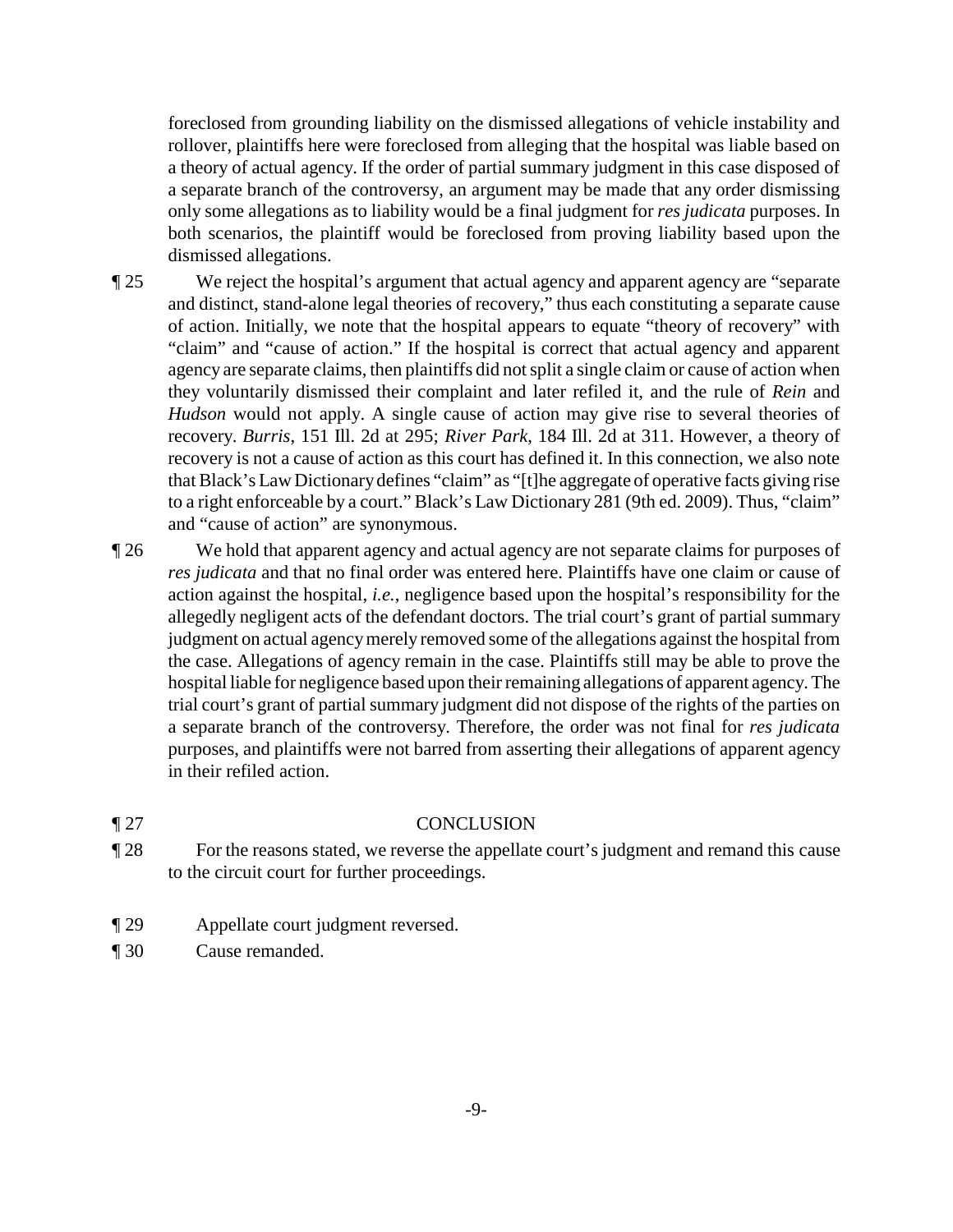foreclosed from grounding liability on the dismissed allegations of vehicle instability and rollover, plaintiffs here were foreclosed from alleging that the hospital was liable based on a theory of actual agency. If the order of partial summary judgment in this case disposed of a separate branch of the controversy, an argument may be made that any order dismissing only some allegations as to liability would be a final judgment for *res judicata* purposes. In both scenarios, the plaintiff would be foreclosed from proving liability based upon the dismissed allegations.

¶ 25 We reject the hospital's argument that actual agency and apparent agency are "separate and distinct, stand-alone legal theories of recovery," thus each constituting a separate cause of action. Initially, we note that the hospital appears to equate "theory of recovery" with "claim" and "cause of action." If the hospital is correct that actual agency and apparent agency are separate claims, then plaintiffs did not split a single claim or cause of action when they voluntarily dismissed their complaint and later refiled it, and the rule of *Rein* and *Hudson* would not apply. A single cause of action may give rise to several theories of recovery. *Burris*, 151 Ill. 2d at 295; *River Park*, 184 Ill. 2d at 311. However, a theory of recovery is not a cause of action as this court has defined it. In this connection, we also note that Black's Law Dictionary defines "claim" as "[t]he aggregate of operative facts giving rise to a right enforceable by a court." Black's Law Dictionary 281 (9th ed. 2009). Thus, "claim" and "cause of action" are synonymous.

¶ 26 We hold that apparent agency and actual agency are not separate claims for purposes of *res judicata* and that no final order was entered here. Plaintiffs have one claim or cause of action against the hospital, *i.e.*, negligence based upon the hospital's responsibility for the allegedly negligent acts of the defendant doctors. The trial court's grant of partial summary judgment on actual agency merely removed some of the allegations against the hospital from the case. Allegations of agency remain in the case. Plaintiffs still may be able to prove the hospital liable for negligence based upon their remaining allegations of apparent agency. The trial court's grant of partial summary judgment did not dispose of the rights of the parties on a separate branch of the controversy. Therefore, the order was not final for *res judicata* purposes, and plaintiffs were not barred from asserting their allegations of apparent agency in their refiled action.

¶ 27 CONCLUSION

¶ 28 For the reasons stated, we reverse the appellate court's judgment and remand this cause to the circuit court for further proceedings.

¶ 29 Appellate court judgment reversed.

¶ 30 Cause remanded.